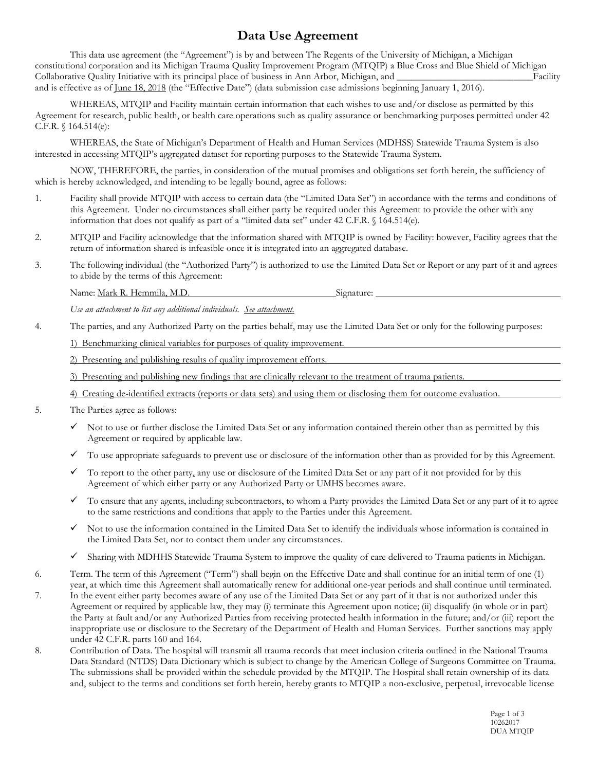# Data Use Agreement

This data use agreement (the "Agreement") is by and between The Regents of the University of Michigan, a Michigan constitutional corporation and its Michigan Trauma Quality Improvement Program (MTQIP) a Blue Cross and Blue Shield of Michigan Collaborative Quality Initiative with its principal place of business in Ann Arbor, Michigan, and ______________________________Facility and is effective as of June 18, 2018 (the "Effective Date") (data submission case admissions beginning January 1, 2016).

WHEREAS, MTQIP and Facility maintain certain information that each wishes to use and/or disclose as permitted by this Agreement for research, public health, or health care operations such as quality assurance or benchmarking purposes permitted under 42 C.F.R. § 164.514(e):

WHEREAS, the State of Michigan's Department of Health and Human Services (MDHSS) Statewide Trauma System is also interested in accessing MTQIP's aggregated dataset for reporting purposes to the Statewide Trauma System.

NOW, THEREFORE, the parties, in consideration of the mutual promises and obligations set forth herein, the sufficiency of which is hereby acknowledged, and intending to be legally bound, agree as follows:

1. Facility shall provide MTQIP with access to certain data (the "Limited Data Set") in accordance with the terms and conditions of this Agreement. Under no circumstances shall either party be required under this Agreement to provide the other with any information that does not qualify as part of a "limited data set" under 42 C.F.R. § 164.514(e).

2. MTQIP and Facility acknowledge that the information shared with MTQIP is owned by Facility: however, Facility agrees that the return of information shared is infeasible once it is integrated into an aggregated database.

3. The following individual (the "Authorized Party") is authorized to use the Limited Data Set or Report or any part of it and agrees to abide by the terms of this Agreement:

   Name: Mark R. Hemmila, M.D. Signature: ______________________________

   *Use an attachment to list any additional individuals. See attachment.*

4. The parties, and any Authorized Party on the parties behalf, may use the Limited Data Set or only for the following purposes:

   1) Benchmarking clinical variables for purposes of quality improvement.

   2) Presenting and publishing results of quality improvement efforts.

   3) Presenting and publishing new findings that are clinically relevant to the treatment of trauma patients.

   4) Creating de-identified extracts (reports or data sets) and using them or disclosing them for outcome evaluation.

5. The Parties agree as follows:

   - ✓ Not to use or further disclose the Limited Data Set or any information contained therein other than as permitted by this Agreement or required by applicable law.
   - ✓ To use appropriate safeguards to prevent use or disclosure of the information other than as provided for by this Agreement.
   - ✓ To report to the other party, any use or disclosure of the Limited Data Set or any part of it not provided for by this Agreement of which either party or any Authorized Party or UMHS becomes aware.
   - ✓ To ensure that any agents, including subcontractors, to whom a Party provides the Limited Data Set or any part of it to agree to the same restrictions and conditions that apply to the Parties under this Agreement.
   - ✓ Not to use the information contained in the Limited Data Set to identify the individuals whose information is contained in the Limited Data Set, nor to contact them under any circumstances.
   - ✓ Sharing with MDHHS Statewide Trauma System to improve the quality of care delivered to Trauma patients in Michigan.

6. Term. The term of this Agreement ("Term") shall begin on the Effective Date and shall continue for an initial term of one (1) year, at which time this Agreement shall automatically renew for additional one-year periods and shall continue until terminated.

7. In the event either party becomes aware of any use of the Limited Data Set or any part of it that is not authorized under this Agreement or required by applicable law, they may (i) terminate this Agreement upon notice; (ii) disqualify (in whole or in part) the Party at fault and/or any Authorized Parties from receiving protected health information in the future; and/or (iii) report the inappropriate use or disclosure to the Secretary of the Department of Health and Human Services. Further sanctions may apply under 42 C.F.R. parts 160 and 164.

8. Contribution of Data. The hospital will transmit all trauma records that meet inclusion criteria outlined in the National Trauma Data Standard (NTDS) Data Dictionary which is subject to change by the American College of Surgeons Committee on Trauma. The submissions shall be provided within the schedule provided by the MTQIP. The Hospital shall retain ownership of its data and, subject to the terms and conditions set forth herein, hereby grants to MTQIP a non-exclusive, perpetual, irrevocable license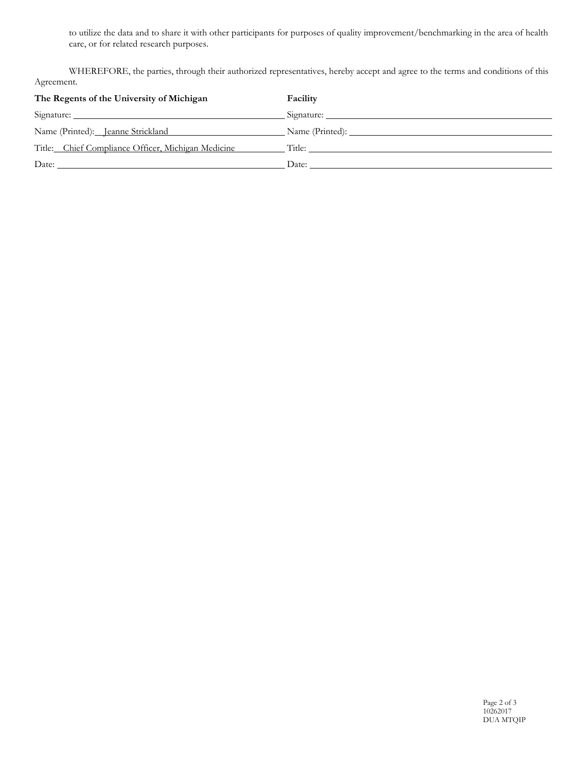to utilize the data and to share it with other participants for purposes of quality improvement/benchmarking in the area of health care, or for related research purposes.

WHEREFORE, the parties, through their authorized representatives, hereby accept and agree to the terms and conditions of this Agreement.

| **The Regents of the University of Michigan** | **Facility** |
| --- | --- |
| Signature: ______________________ | Signature: ______________________ |
| Name (Printed): Jeanne Strickland | Name (Printed): ______________________ |
| Title: Chief Compliance Officer, Michigan Medicine | Title: ______________________ |
| Date: ______________________ | Date: ______________________ |

10262017
DUA MTQIP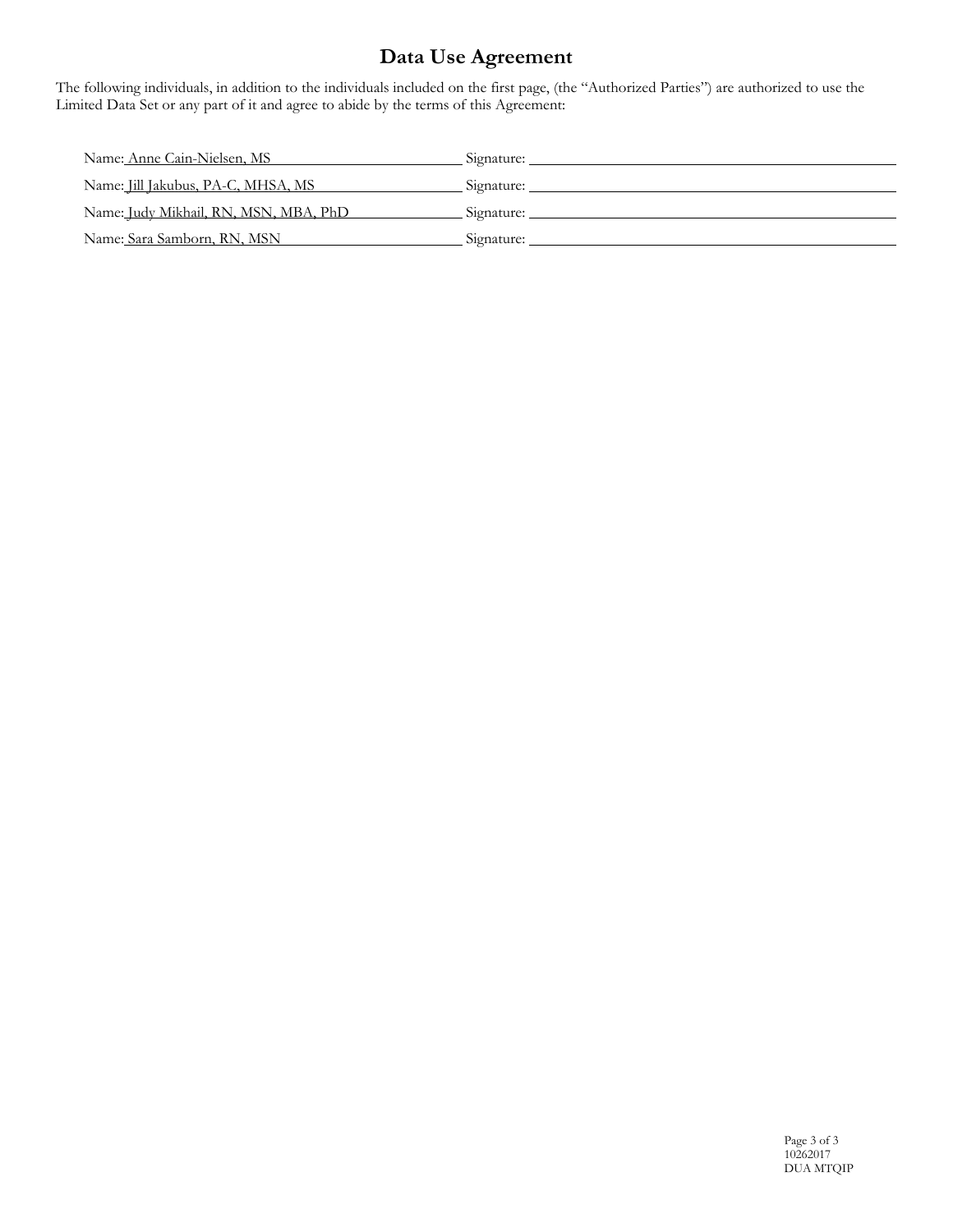# Data Use Agreement

The following individuals, in addition to the individuals included on the first page, (the "Authorized Parties") are authorized to use the Limited Data Set or any part of it and agree to abide by the terms of this Agreement:

Name: Anne Cain-Nielsen, MS Signature: ______________________

Name: Jill Jakubus, PA-C, MHSA, MS Signature: ______________________

Name: Judy Mikhail, RN, MSN, MBA, PhD Signature: ______________________

Name: Sara Samborn, RN, MSN Signature: ______________________

10262017
DUA MTQIP